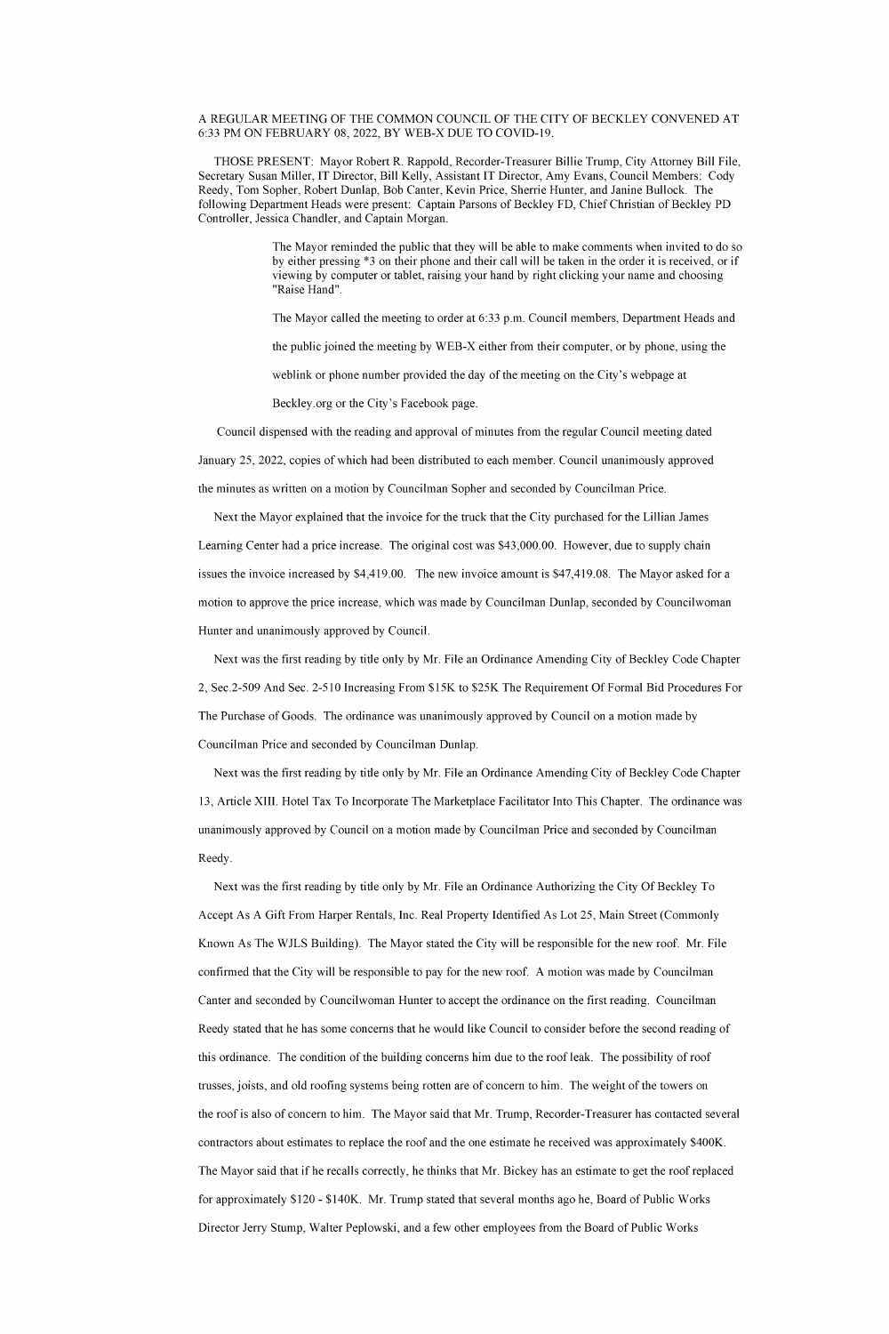A REGULAR MEETING OF THE COMMON COUNCIL OF THE CITY OF BECKLEY CONVENED AT 6:33 PM ON FEBRUARY 08, 2022, BY WEB-X DUE TO COVID-19.

THOSE PRESENT: Mayor Robert R. Rappold, Recorder-Treasurer Billie Trump, City Attorney Bill File, Secretary Susan Miller, IT Director, Bill Kelly, Assistant IT Director, Amy Evans, Council Members: Cody Reedy, Tom Sopher, Robert Dunlap, Bob Canter, Kevin Price, Sherrie Hunter, and Janine Bullock. The following Department Heads were present: Captain Parsons of Beckley FD, Chief Christian of Beckley PD Controller, Jessica Chandler, and Captain Morgan.

> The Mayor reminded the public that they will be able to make comments when invited to do so by either pressing *3 on their phone and their call will be taken in the order it is received, or if viewing by computer or tablet, raising your hand by right clicking your name and choosing "Raise Hand".
>
> The Mayor called the meeting to order at 6:33 p.m. Council members, Department Heads and the public joined the meeting by WEB-X either from their computer, or by phone, using the weblink or phone number provided the day of the meeting on the City's webpage at Beckley.org or the City's Facebook page.

Council dispensed with the reading and approval of minutes from the regular Council meeting dated January 25, 2022, copies of which had been distributed to each member. Council unanimously approved the minutes as written on a motion by Councilman Sopher and seconded by Councilman Price.

Next the Mayor explained that the invoice for the truck that the City purchased for the Lillian James Learning Center had a price increase. The original cost was $43,000.00. However, due to supply chain issues the invoice increased by $4,419.00. The new invoice amount is $47,419.08. The Mayor asked for a motion to approve the price increase, which was made by Councilman Dunlap, seconded by Councilwoman Hunter and unanimously approved by Council.

Next was the first reading by title only by Mr. File an Ordinance Amending City of Beckley Code Chapter 2, Sec.2-509 And Sec. 2-510 Increasing From $15K to $25K The Requirement Of Formal Bid Procedures For The Purchase of Goods. The ordinance was unanimously approved by Council on a motion made by Councilman Price and seconded by Councilman Dunlap.

Next was the first reading by title only by Mr. File an Ordinance Amending City of Beckley Code Chapter 13, Article XIII. Hotel Tax To Incorporate The Marketplace Facilitator Into This Chapter. The ordinance was unanimously approved by Council on a motion made by Councilman Price and seconded by Councilman Reedy.

Next was the first reading by title only by Mr. File an Ordinance Authorizing the City Of Beckley To Accept As A Gift From Harper Rentals, Inc. Real Property Identified As Lot 25, Main Street (Commonly Known As The WJLS Building). The Mayor stated the City will be responsible for the new roof. Mr. File confirmed that the City will be responsible to pay for the new roof. A motion was made by Councilman Canter and seconded by Councilwoman Hunter to accept the ordinance on the first reading. Councilman Reedy stated that he has some concerns that he would like Council to consider before the second reading of this ordinance. The condition of the building concerns him due to the roof leak. The possibility of roof trusses, joists, and old roofing systems being rotten are of concern to him. The weight of the towers on the roof is also of concern to him. The Mayor said that Mr. Trump, Recorder-Treasurer has contacted several contractors about estimates to replace the roof and the one estimate he received was approximately $400K. The Mayor said that if he recalls correctly, he thinks that Mr. Bickey has an estimate to get the roof replaced for approximately $120 - $140K. Mr. Trump stated that several months ago he, Board of Public Works Director Jerry Stump, Walter Peplowski, and a few other employees from the Board of Public Works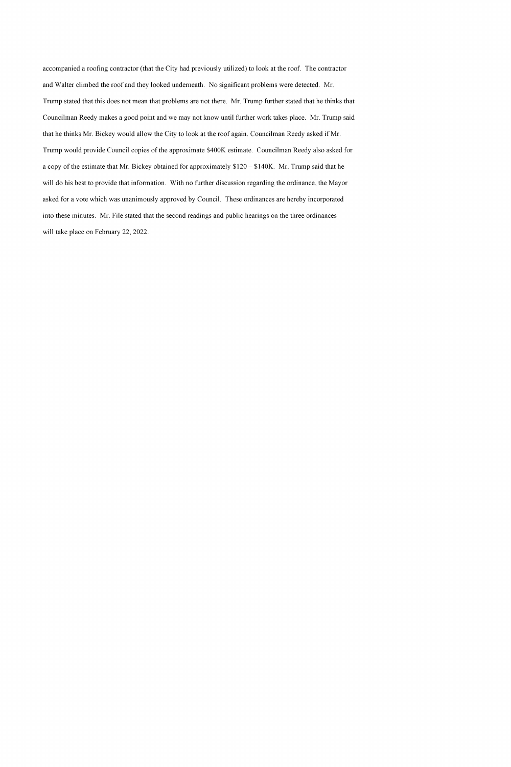accompanied a roofing contractor (that the City had previously utilized) to look at the roof. The contractor and Walter climbed the roof and they looked underneath. No significant problems were detected. Mr. Trump stated that this does not mean that problems are not there. Mr. Trump further stated that he thinks that Councilman Reedy makes a good point and we may not know until further work takes place. Mr. Trump said that he thinks Mr. Bickey would allow the City to look at the roof again. Councilman Reedy asked if Mr. Trump would provide Council copies of the approximate $400K estimate. Councilman Reedy also asked for a copy of the estimate that Mr. Bickey obtained for approximately $120 – $140K. Mr. Trump said that he will do his best to provide that information. With no further discussion regarding the ordinance, the Mayor asked for a vote which was unanimously approved by Council. These ordinances are hereby incorporated into these minutes. Mr. File stated that the second readings and public hearings on the three ordinances will take place on February 22, 2022.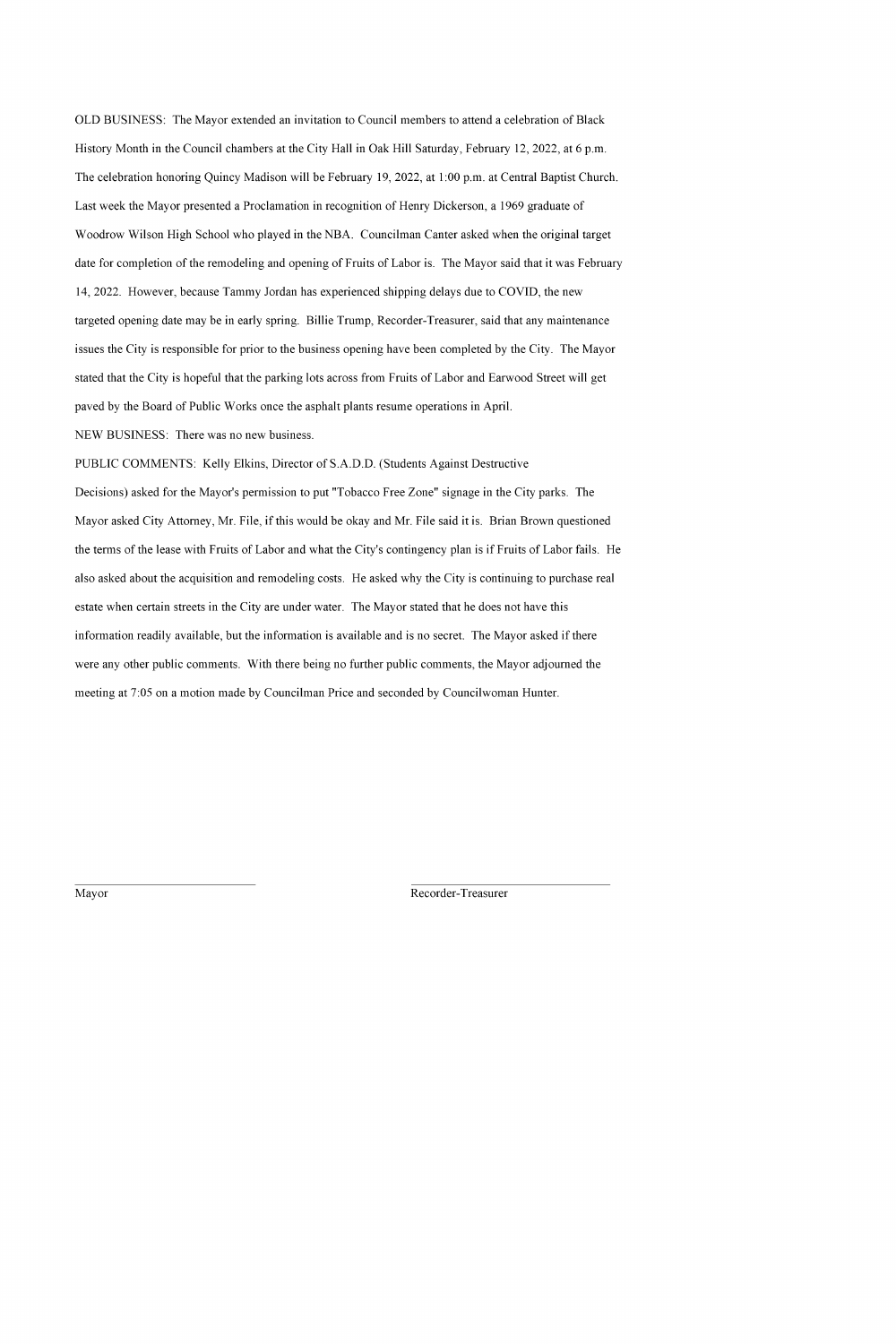OLD BUSINESS: The Mayor extended an invitation to Council members to attend a celebration of Black History Month in the Council chambers at the City Hall in Oak Hill Saturday, February 12, 2022, at 6 p.m. The celebration honoring Quincy Madison will be February 19, 2022, at 1:00 p.m. at Central Baptist Church. Last week the Mayor presented a Proclamation in recognition of Henry Dickerson, a 1969 graduate of Woodrow Wilson High School who played in the NBA. Councilman Canter asked when the original target date for completion of the remodeling and opening of Fruits of Labor is. The Mayor said that it was February 14, 2022. However, because Tammy Jordan has experienced shipping delays due to COVID, the new targeted opening date may be in early spring. Billie Trump, Recorder-Treasurer, said that any maintenance issues the City is responsible for prior to the business opening have been completed by the City. The Mayor stated that the City is hopeful that the parking lots across from Fruits of Labor and Earwood Street will get paved by the Board of Public Works once the asphalt plants resume operations in April.

NEW BUSINESS: There was no new business.

PUBLIC COMMENTS: Kelly Elkins, Director of S.A.D.D. (Students Against Destructive Decisions) asked for the Mayor's permission to put "Tobacco Free Zone" signage in the City parks. The Mayor asked City Attorney, Mr. File, if this would be okay and Mr. File said it is. Brian Brown questioned the terms of the lease with Fruits of Labor and what the City's contingency plan is if Fruits of Labor fails. He also asked about the acquisition and remodeling costs. He asked why the City is continuing to purchase real estate when certain streets in the City are under water. The Mayor stated that he does not have this information readily available, but the information is available and is no secret. The Mayor asked if there were any other public comments. With there being no further public comments, the Mayor adjourned the meeting at 7:05 on a motion made by Councilman Price and seconded by Councilwoman Hunter.

\_\_\_\_\_\_\_\_\_\_\_\_\_\_\_\_\_\_\_\_\_\_\_\_\_\_\_\_
Mayor

\_\_\_\_\_\_\_\_\_\_\_\_\_\_\_\_\_\_\_\_\_\_\_\_\_\_\_\_
Recorder-Treasurer